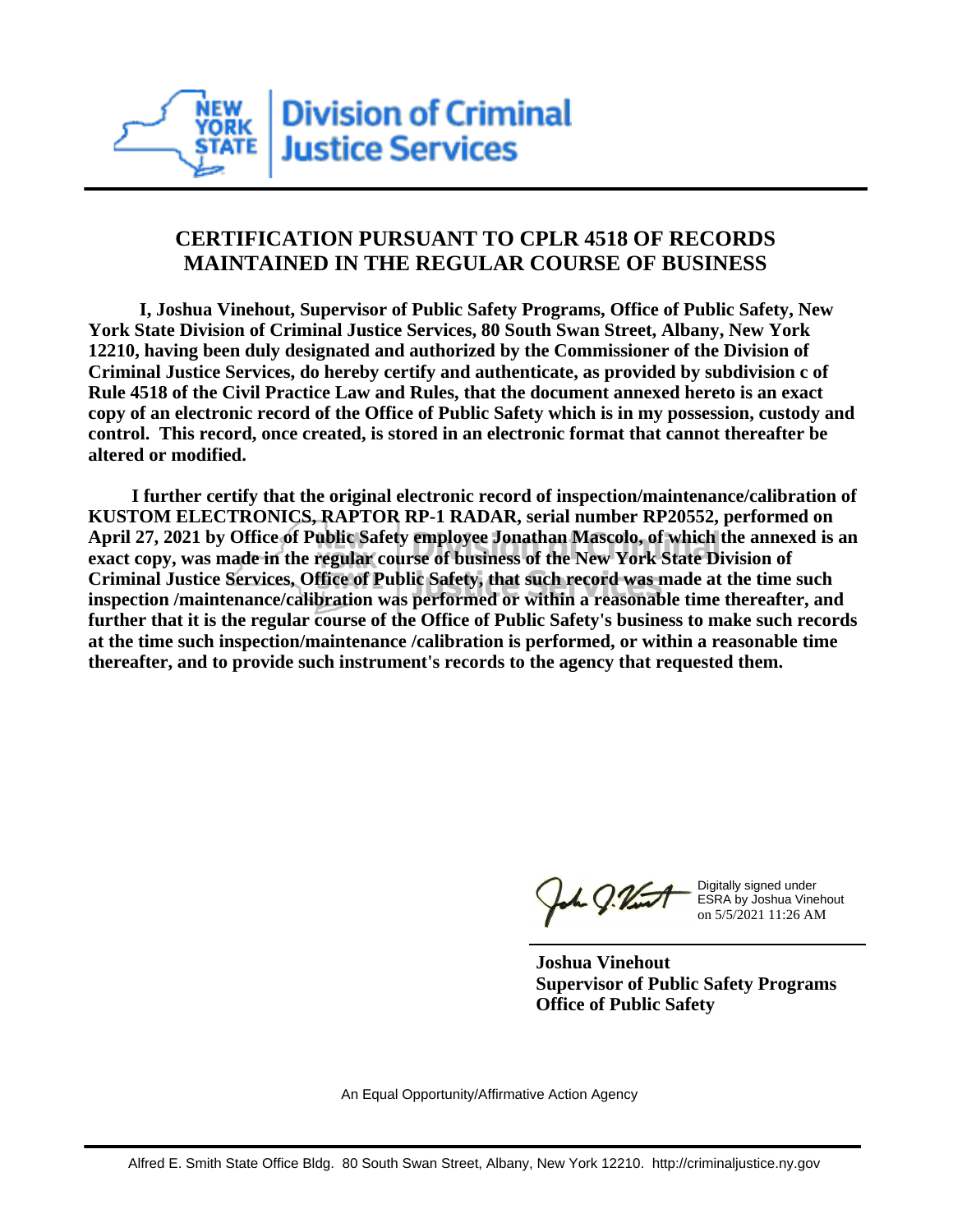New York State Division of Criminal Justice Services

## CERTIFICATION PURSUANT TO CPLR 4518 OF RECORDS MAINTAINED IN THE REGULAR COURSE OF BUSINESS

**I, Joshua Vinehout, Supervisor of Public Safety Programs, Office of Public Safety, New York State Division of Criminal Justice Services, 80 South Swan Street, Albany, New York 12210, having been duly designated and authorized by the Commissioner of the Division of Criminal Justice Services, do hereby certify and authenticate, as provided by subdivision c of Rule 4518 of the Civil Practice Law and Rules, that the document annexed hereto is an exact copy of an electronic record of the Office of Public Safety which is in my possession, custody and control. This record, once created, is stored in an electronic format that cannot thereafter be altered or modified.**

**I further certify that the original electronic record of inspection/maintenance/calibration of KUSTOM ELECTRONICS, RAPTOR RP-1 RADAR, serial number RP20552, performed on April 27, 2021 by Office of Public Safety employee Jonathan Mascolo, of which the annexed is an exact copy, was made in the regular course of business of the New York State Division of Criminal Justice Services, Office of Public Safety, that such record was made at the time such inspection /maintenance/calibration was performed or within a reasonable time thereafter, and further that it is the regular course of the Office of Public Safety's business to make such records at the time such inspection/maintenance /calibration is performed, or within a reasonable time thereafter, and to provide such instrument's records to the agency that requested them.**

Digitally signed under ESRA by Joshua Vinehout on 5/5/2021 11:26 AM

**Joshua Vinehout**
**Supervisor of Public Safety Programs**
**Office of Public Safety**

An Equal Opportunity/Affirmative Action Agency

Alfred E. Smith State Office Bldg. 80 South Swan Street, Albany, New York 12210. http://criminaljustice.ny.gov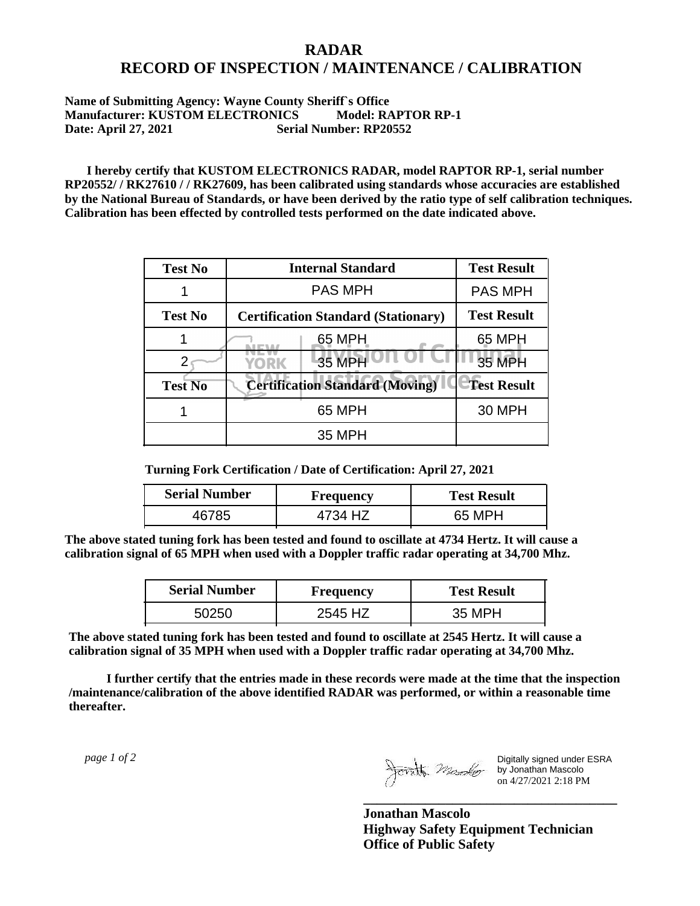# RADAR
# RECORD OF INSPECTION / MAINTENANCE / CALIBRATION

**Name of Submitting Agency: Wayne County Sheriff`s Office**
**Manufacturer: KUSTOM ELECTRONICS Model: RAPTOR RP-1**
**Date: April 27, 2021 Serial Number: RP20552**

**I hereby certify that KUSTOM ELECTRONICS RADAR, model RAPTOR RP-1, serial number RP20552/ / RK27610 / / RK27609, has been calibrated using standards whose accuracies are established by the National Bureau of Standards, or have been derived by the ratio type of self calibration techniques. Calibration has been effected by controlled tests performed on the date indicated above.**

| Test No | Internal Standard | Test Result |
|---|---|---|
| 1 | PAS MPH | PAS MPH |
| **Test No** | **Certification Standard (Stationary)** | **Test Result** |
| 1 | 65 MPH | 65 MPH |
| 2 | 35 MPH | 35 MPH |
| **Test No** | **Certification Standard (Moving)** | **Test Result** |
| 1 | 65 MPH | 30 MPH |
| | 35 MPH | |

**Turning Fork Certification / Date of Certification: April 27, 2021**

| Serial Number | Frequency | Test Result |
|---|---|---|
| 46785 | 4734 HZ | 65 MPH |

**The above stated tuning fork has been tested and found to oscillate at 4734 Hertz. It will cause a calibration signal of 65 MPH when used with a Doppler traffic radar operating at 34,700 Mhz.**

| Serial Number | Frequency | Test Result |
|---|---|---|
| 50250 | 2545 HZ | 35 MPH |

**The above stated tuning fork has been tested and found to oscillate at 2545 Hertz. It will cause a calibration signal of 35 MPH when used with a Doppler traffic radar operating at 34,700 Mhz.**

**I further certify that the entries made in these records were made at the time that the inspection /maintenance/calibration of the above identified RADAR was performed, or within a reasonable time thereafter.**

*page 1 of 2*

Digitally signed under ESRA by Jonathan Mascolo on 4/27/2021 2:18 PM

**Jonathan Mascolo**
**Highway Safety Equipment Technician**
**Office of Public Safety**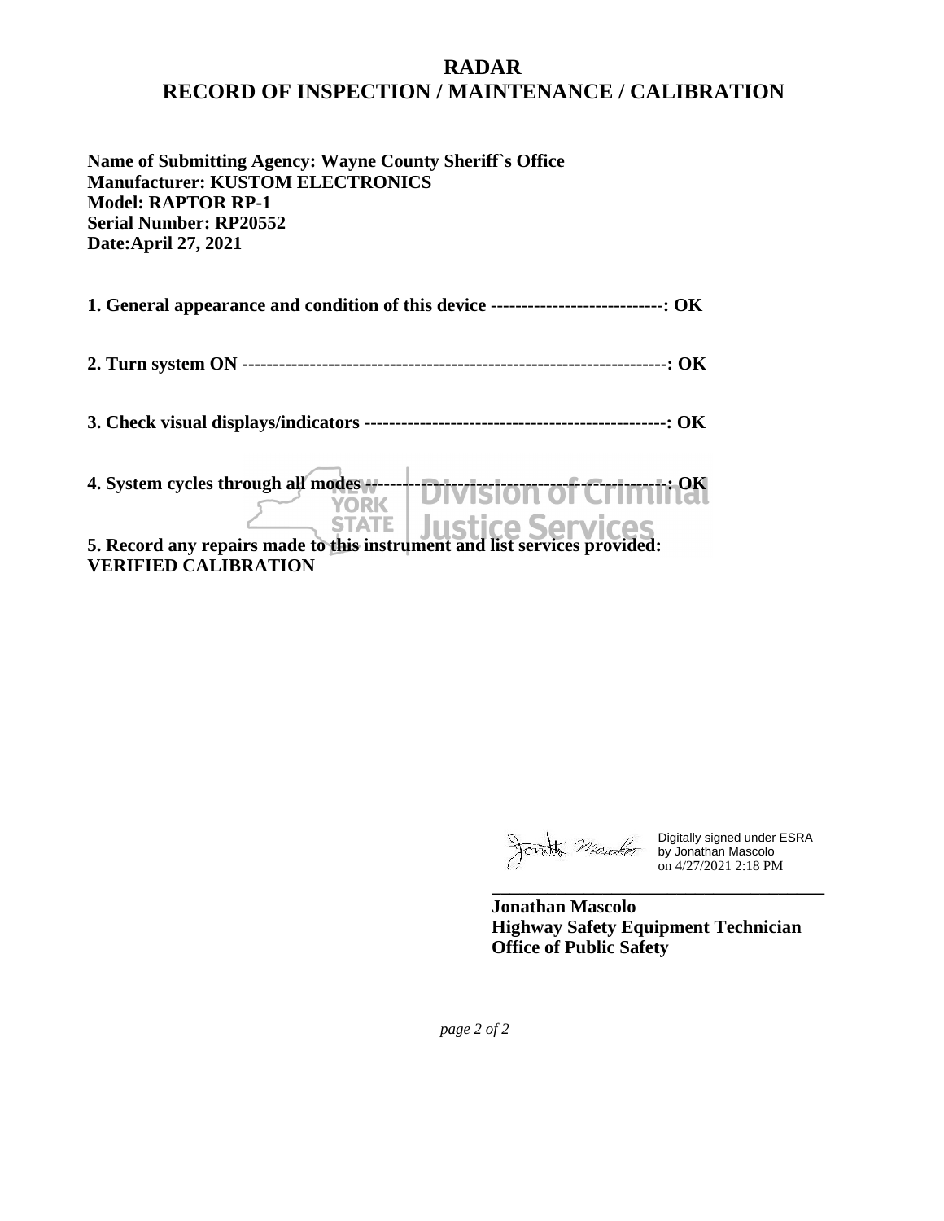# RADAR
# RECORD OF INSPECTION / MAINTENANCE / CALIBRATION

**Name of Submitting Agency: Wayne County Sheriff`s Office**
**Manufacturer: KUSTOM ELECTRONICS**
**Model: RAPTOR RP-1**
**Serial Number: RP20552**
**Date:April 27, 2021**

**1. General appearance and condition of this device ----------------------------: OK**

**2. Turn system ON --------------------------------------------------------------------: OK**

**3. Check visual displays/indicators -------------------------------------------------: OK**

**4. System cycles through all modes -----------------------------------------------: OK**

**5. Record any repairs made to this instrument and list services provided:**
**VERIFIED CALIBRATION**

Digitally signed under ESRA
by Jonathan Mascolo
on 4/27/2021 2:18 PM

**Jonathan Mascolo**
**Highway Safety Equipment Technician**
**Office of Public Safety**